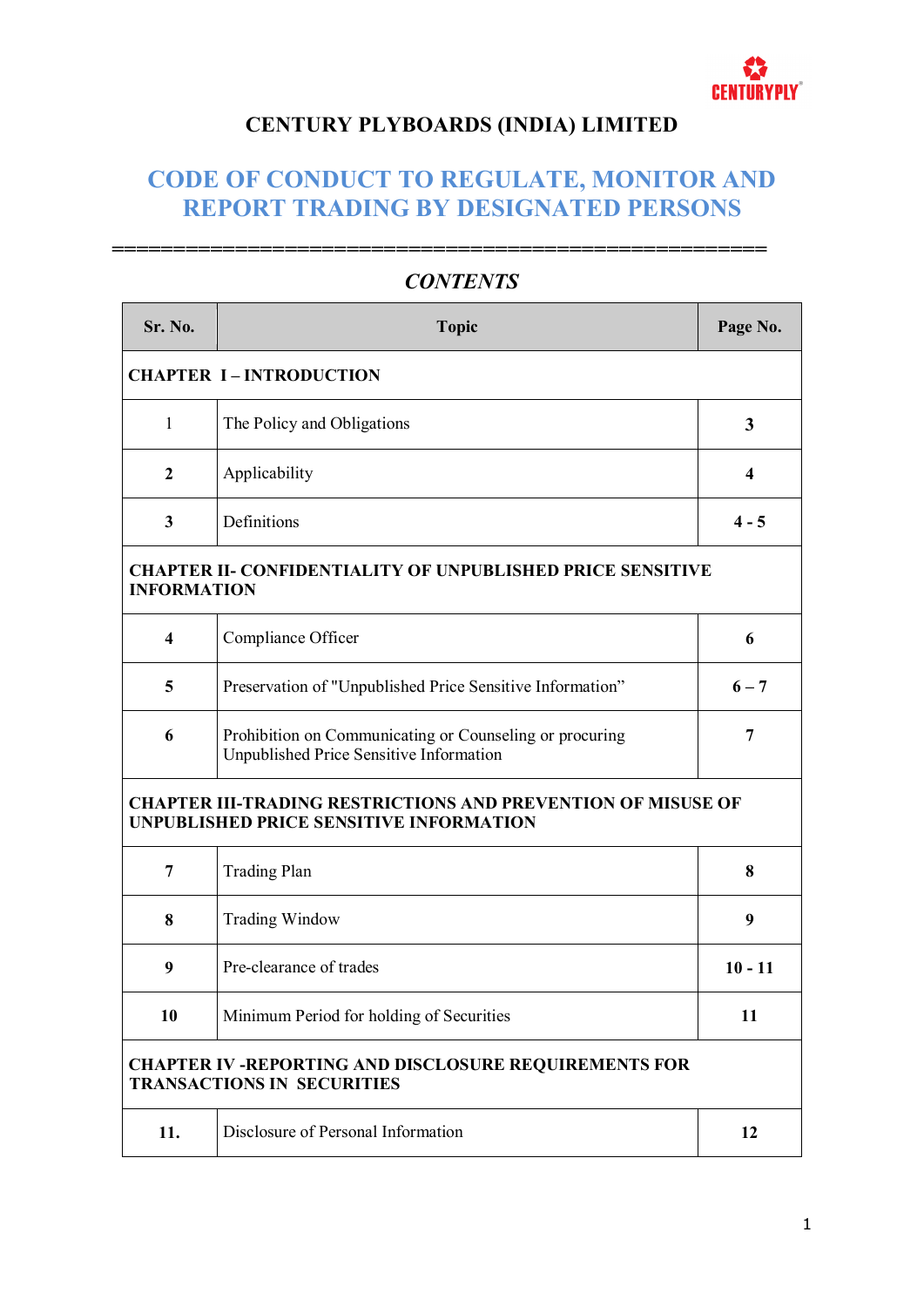CENTURYPLY

# CENTURY PLYBOARDS (INDIA) LIMITED

## CODE OF CONDUCT TO REGULATE, MONITOR AND REPORT TRADING BY DESIGNATED PERSONS

=====================================================

### *CONTENTS*

| Sr. No. | Topic | Page No. |
|---|---|---|
| **CHAPTER I – INTRODUCTION** | | |
| 1 | The Policy and Obligations | **3** |
| **2** | Applicability | **4** |
| **3** | Definitions | **4 - 5** |
| **CHAPTER II- CONFIDENTIALITY OF UNPUBLISHED PRICE SENSITIVE INFORMATION** | | |
| **4** | Compliance Officer | **6** |
| **5** | Preservation of "Unpublished Price Sensitive Information" | **6 – 7** |
| **6** | Prohibition on Communicating or Counseling or procuring Unpublished Price Sensitive Information | **7** |
| **CHAPTER III-TRADING RESTRICTIONS AND PREVENTION OF MISUSE OF UNPUBLISHED PRICE SENSITIVE INFORMATION** | | |
| **7** | Trading Plan | **8** |
| **8** | Trading Window | **9** |
| **9** | Pre-clearance of trades | **10 - 11** |
| **10** | Minimum Period for holding of Securities | **11** |
| **CHAPTER IV -REPORTING AND DISCLOSURE REQUIREMENTS FOR TRANSACTIONS IN SECURITIES** | | |
| **11.** | Disclosure of Personal Information | **12** |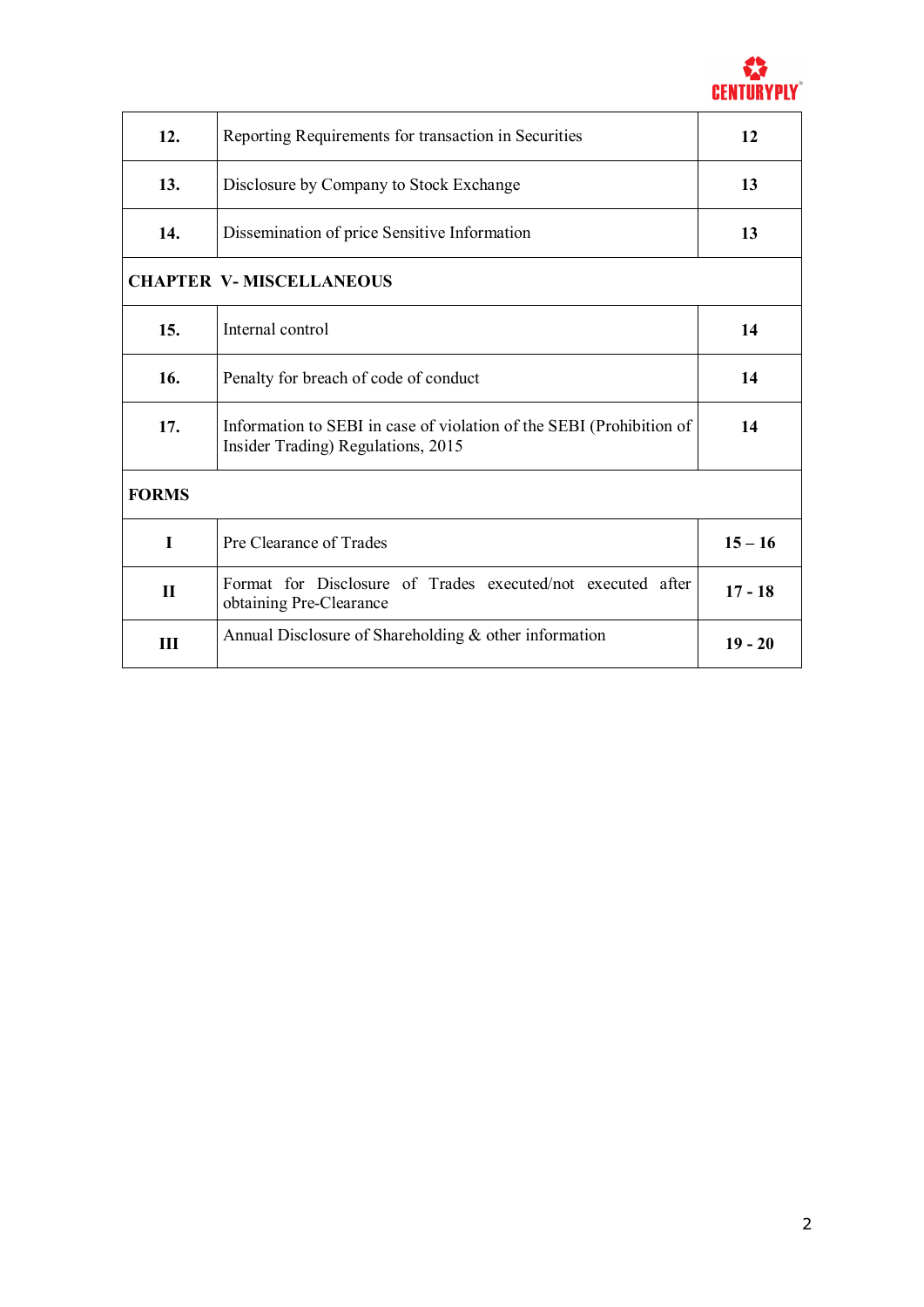| | | |
|---|---|---|
| **12.** | Reporting Requirements for transaction in Securities | **12** |
| **13.** | Disclosure by Company to Stock Exchange | **13** |
| **14.** | Dissemination of price Sensitive Information | **13** |
| **CHAPTER V- MISCELLANEOUS** | | |
| **15.** | Internal control | **14** |
| **16.** | Penalty for breach of code of conduct | **14** |
| **17.** | Information to SEBI in case of violation of the SEBI (Prohibition of Insider Trading) Regulations, 2015 | **14** |
| **FORMS** | | |
| **I** | Pre Clearance of Trades | **15 – 16** |
| **II** | Format for Disclosure of Trades executed/not executed after obtaining Pre-Clearance | **17 - 18** |
| **III** | Annual Disclosure of Shareholding & other information | **19 - 20** |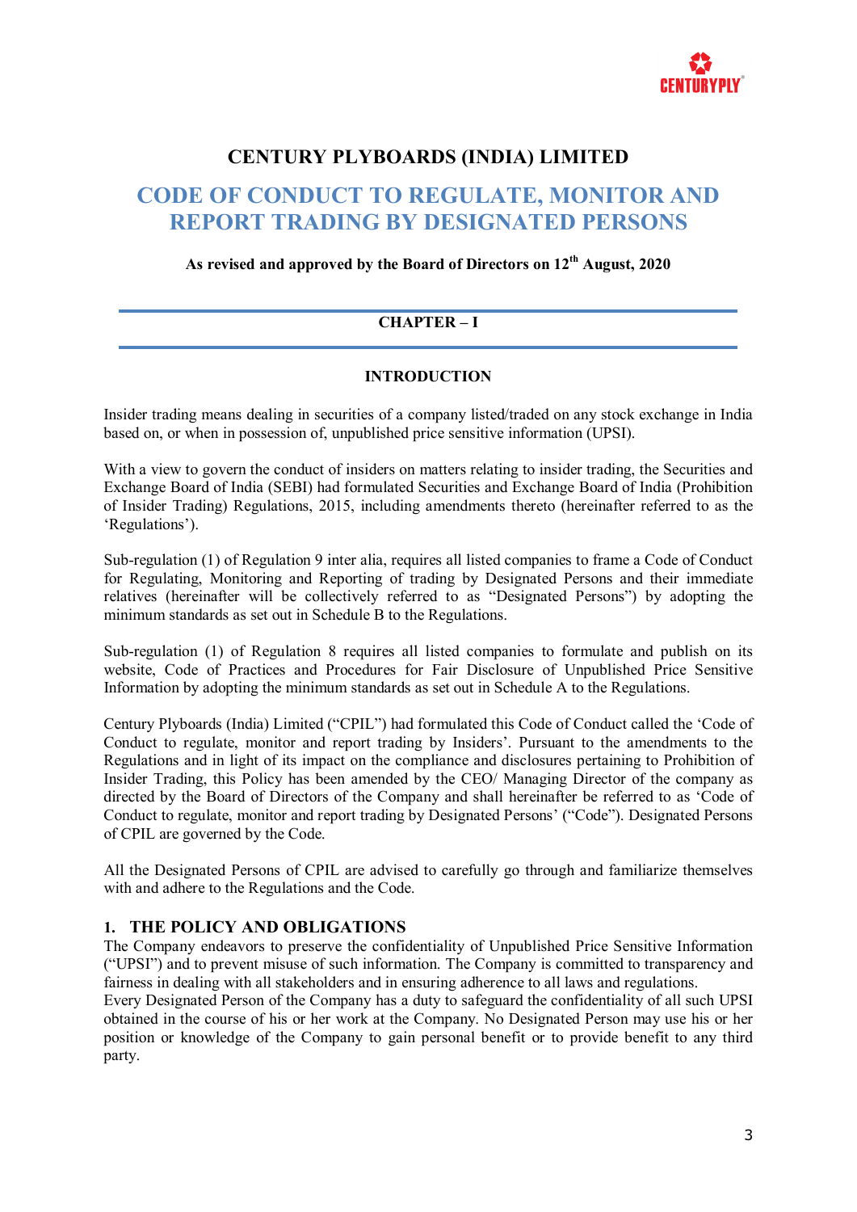# CENTURY PLYBOARDS (INDIA) LIMITED

## CODE OF CONDUCT TO REGULATE, MONITOR AND REPORT TRADING BY DESIGNATED PERSONS

**As revised and approved by the Board of Directors on 12th August, 2020**

## CHAPTER – I

### INTRODUCTION

Insider trading means dealing in securities of a company listed/traded on any stock exchange in India based on, or when in possession of, unpublished price sensitive information (UPSI).

With a view to govern the conduct of insiders on matters relating to insider trading, the Securities and Exchange Board of India (SEBI) had formulated Securities and Exchange Board of India (Prohibition of Insider Trading) Regulations, 2015, including amendments thereto (hereinafter referred to as the 'Regulations').

Sub-regulation (1) of Regulation 9 inter alia, requires all listed companies to frame a Code of Conduct for Regulating, Monitoring and Reporting of trading by Designated Persons and their immediate relatives (hereinafter will be collectively referred to as "Designated Persons") by adopting the minimum standards as set out in Schedule B to the Regulations.

Sub-regulation (1) of Regulation 8 requires all listed companies to formulate and publish on its website, Code of Practices and Procedures for Fair Disclosure of Unpublished Price Sensitive Information by adopting the minimum standards as set out in Schedule A to the Regulations.

Century Plyboards (India) Limited ("CPIL") had formulated this Code of Conduct called the 'Code of Conduct to regulate, monitor and report trading by Insiders'. Pursuant to the amendments to the Regulations and in light of its impact on the compliance and disclosures pertaining to Prohibition of Insider Trading, this Policy has been amended by the CEO/ Managing Director of the company as directed by the Board of Directors of the Company and shall hereinafter be referred to as 'Code of Conduct to regulate, monitor and report trading by Designated Persons' ("Code"). Designated Persons of CPIL are governed by the Code.

All the Designated Persons of CPIL are advised to carefully go through and familiarize themselves with and adhere to the Regulations and the Code.

### 1. THE POLICY AND OBLIGATIONS

The Company endeavors to preserve the confidentiality of Unpublished Price Sensitive Information ("UPSI") and to prevent misuse of such information. The Company is committed to transparency and fairness in dealing with all stakeholders and in ensuring adherence to all laws and regulations.
Every Designated Person of the Company has a duty to safeguard the confidentiality of all such UPSI obtained in the course of his or her work at the Company. No Designated Person may use his or her position or knowledge of the Company to gain personal benefit or to provide benefit to any third party.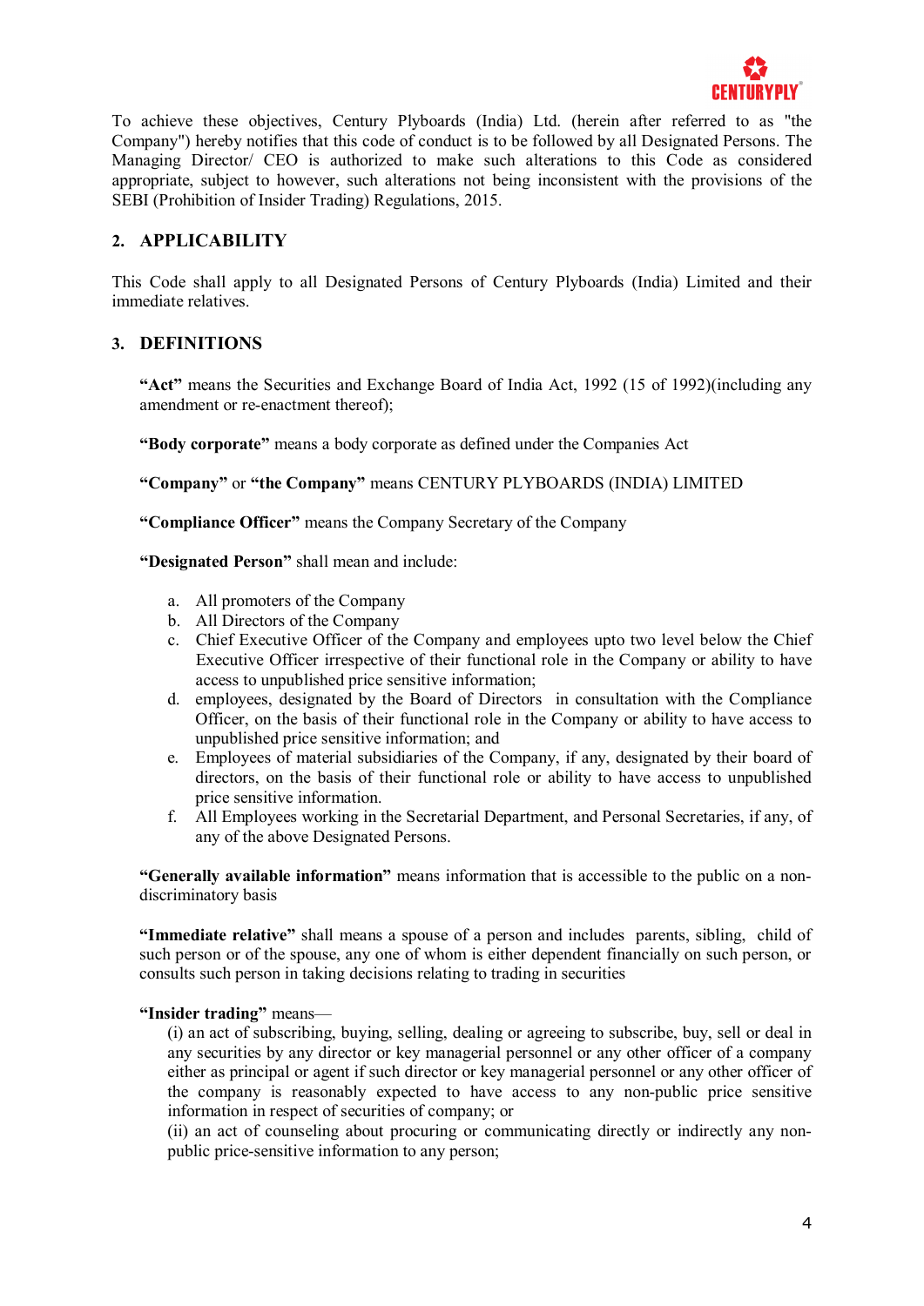To achieve these objectives, Century Plyboards (India) Ltd. (herein after referred to as "the Company") hereby notifies that this code of conduct is to be followed by all Designated Persons. The Managing Director/ CEO is authorized to make such alterations to this Code as considered appropriate, subject to however, such alterations not being inconsistent with the provisions of the SEBI (Prohibition of Insider Trading) Regulations, 2015.

## 2. APPLICABILITY

This Code shall apply to all Designated Persons of Century Plyboards (India) Limited and their immediate relatives.

## 3. DEFINITIONS

**"Act"** means the Securities and Exchange Board of India Act, 1992 (15 of 1992)(including any amendment or re-enactment thereof);

**"Body corporate"** means a body corporate as defined under the Companies Act

**"Company"** or **"the Company"** means CENTURY PLYBOARDS (INDIA) LIMITED

**"Compliance Officer"** means the Company Secretary of the Company

**"Designated Person"** shall mean and include:

a. All promoters of the Company
b. All Directors of the Company
c. Chief Executive Officer of the Company and employees upto two level below the Chief Executive Officer irrespective of their functional role in the Company or ability to have access to unpublished price sensitive information;
d. employees, designated by the Board of Directors in consultation with the Compliance Officer, on the basis of their functional role in the Company or ability to have access to unpublished price sensitive information; and
e. Employees of material subsidiaries of the Company, if any, designated by their board of directors, on the basis of their functional role or ability to have access to unpublished price sensitive information.
f. All Employees working in the Secretarial Department, and Personal Secretaries, if any, of any of the above Designated Persons.

**"Generally available information"** means information that is accessible to the public on a non-discriminatory basis

**"Immediate relative"** shall means a spouse of a person and includes parents, sibling, child of such person or of the spouse, any one of whom is either dependent financially on such person, or consults such person in taking decisions relating to trading in securities

**"Insider trading"** means—

(i) an act of subscribing, buying, selling, dealing or agreeing to subscribe, buy, sell or deal in any securities by any director or key managerial personnel or any other officer of a company either as principal or agent if such director or key managerial personnel or any other officer of the company is reasonably expected to have access to any non-public price sensitive information in respect of securities of company; or

(ii) an act of counseling about procuring or communicating directly or indirectly any non-public price-sensitive information to any person;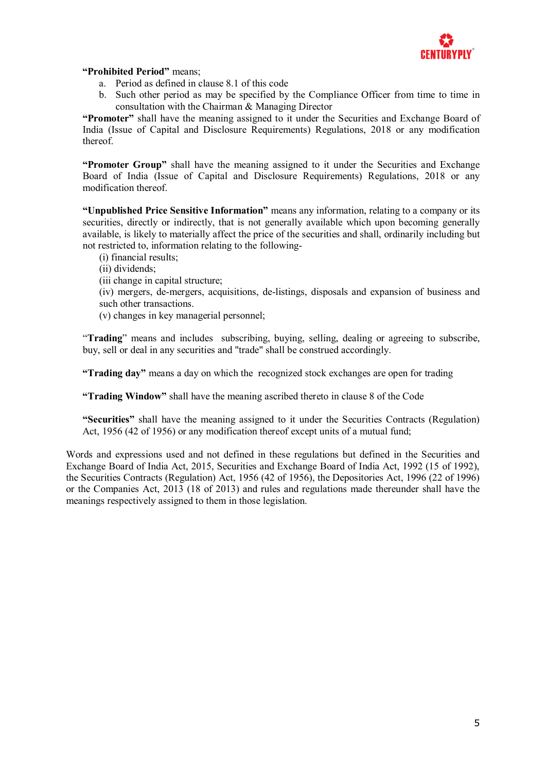**“Prohibited Period”** means;

a. Period as defined in clause 8.1 of this code
b. Such other period as may be specified by the Compliance Officer from time to time in consultation with the Chairman & Managing Director

**“Promoter”** shall have the meaning assigned to it under the Securities and Exchange Board of India (Issue of Capital and Disclosure Requirements) Regulations, 2018 or any modification thereof.

**“Promoter Group”** shall have the meaning assigned to it under the Securities and Exchange Board of India (Issue of Capital and Disclosure Requirements) Regulations, 2018 or any modification thereof.

**“Unpublished Price Sensitive Information”** means any information, relating to a company or its securities, directly or indirectly, that is not generally available which upon becoming generally available, is likely to materially affect the price of the securities and shall, ordinarily including but not restricted to, information relating to the following-

(i) financial results;
(ii) dividends;
(iii change in capital structure;
(iv) mergers, de-mergers, acquisitions, de-listings, disposals and expansion of business and such other transactions.
(v) changes in key managerial personnel;

“**Trading**” means and includes subscribing, buying, selling, dealing or agreeing to subscribe, buy, sell or deal in any securities and "trade" shall be construed accordingly.

**“Trading day”** means a day on which the recognized stock exchanges are open for trading

**“Trading Window”** shall have the meaning ascribed thereto in clause 8 of the Code

**“Securities”** shall have the meaning assigned to it under the Securities Contracts (Regulation) Act, 1956 (42 of 1956) or any modification thereof except units of a mutual fund;

Words and expressions used and not defined in these regulations but defined in the Securities and Exchange Board of India Act, 2015, Securities and Exchange Board of India Act, 1992 (15 of 1992), the Securities Contracts (Regulation) Act, 1956 (42 of 1956), the Depositories Act, 1996 (22 of 1996) or the Companies Act, 2013 (18 of 2013) and rules and regulations made thereunder shall have the meanings respectively assigned to them in those legislation.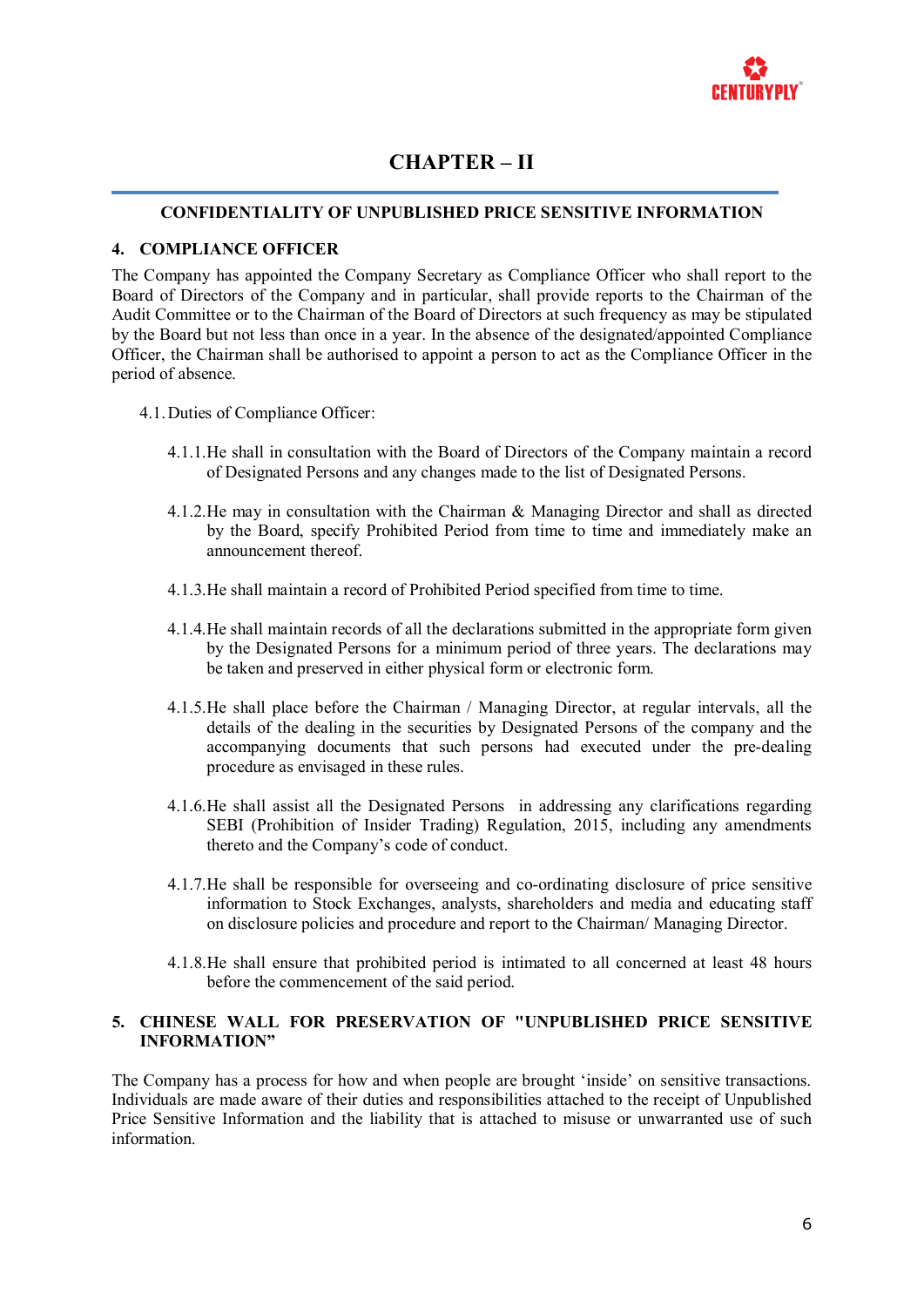# CHAPTER – II

## CONFIDENTIALITY OF UNPUBLISHED PRICE SENSITIVE INFORMATION

### 4. COMPLIANCE OFFICER

The Company has appointed the Company Secretary as Compliance Officer who shall report to the Board of Directors of the Company and in particular, shall provide reports to the Chairman of the Audit Committee or to the Chairman of the Board of Directors at such frequency as may be stipulated by the Board but not less than once in a year. In the absence of the designated/appointed Compliance Officer, the Chairman shall be authorised to appoint a person to act as the Compliance Officer in the period of absence.

4.1. Duties of Compliance Officer:

4.1.1. He shall in consultation with the Board of Directors of the Company maintain a record of Designated Persons and any changes made to the list of Designated Persons.

4.1.2. He may in consultation with the Chairman & Managing Director and shall as directed by the Board, specify Prohibited Period from time to time and immediately make an announcement thereof.

4.1.3. He shall maintain a record of Prohibited Period specified from time to time.

4.1.4. He shall maintain records of all the declarations submitted in the appropriate form given by the Designated Persons for a minimum period of three years. The declarations may be taken and preserved in either physical form or electronic form.

4.1.5. He shall place before the Chairman / Managing Director, at regular intervals, all the details of the dealing in the securities by Designated Persons of the company and the accompanying documents that such persons had executed under the pre-dealing procedure as envisaged in these rules.

4.1.6. He shall assist all the Designated Persons in addressing any clarifications regarding SEBI (Prohibition of Insider Trading) Regulation, 2015, including any amendments thereto and the Company's code of conduct.

4.1.7. He shall be responsible for overseeing and co-ordinating disclosure of price sensitive information to Stock Exchanges, analysts, shareholders and media and educating staff on disclosure policies and procedure and report to the Chairman/ Managing Director.

4.1.8. He shall ensure that prohibited period is intimated to all concerned at least 48 hours before the commencement of the said period.

### 5. CHINESE WALL FOR PRESERVATION OF "UNPUBLISHED PRICE SENSITIVE INFORMATION"

The Company has a process for how and when people are brought 'inside' on sensitive transactions. Individuals are made aware of their duties and responsibilities attached to the receipt of Unpublished Price Sensitive Information and the liability that is attached to misuse or unwarranted use of such information.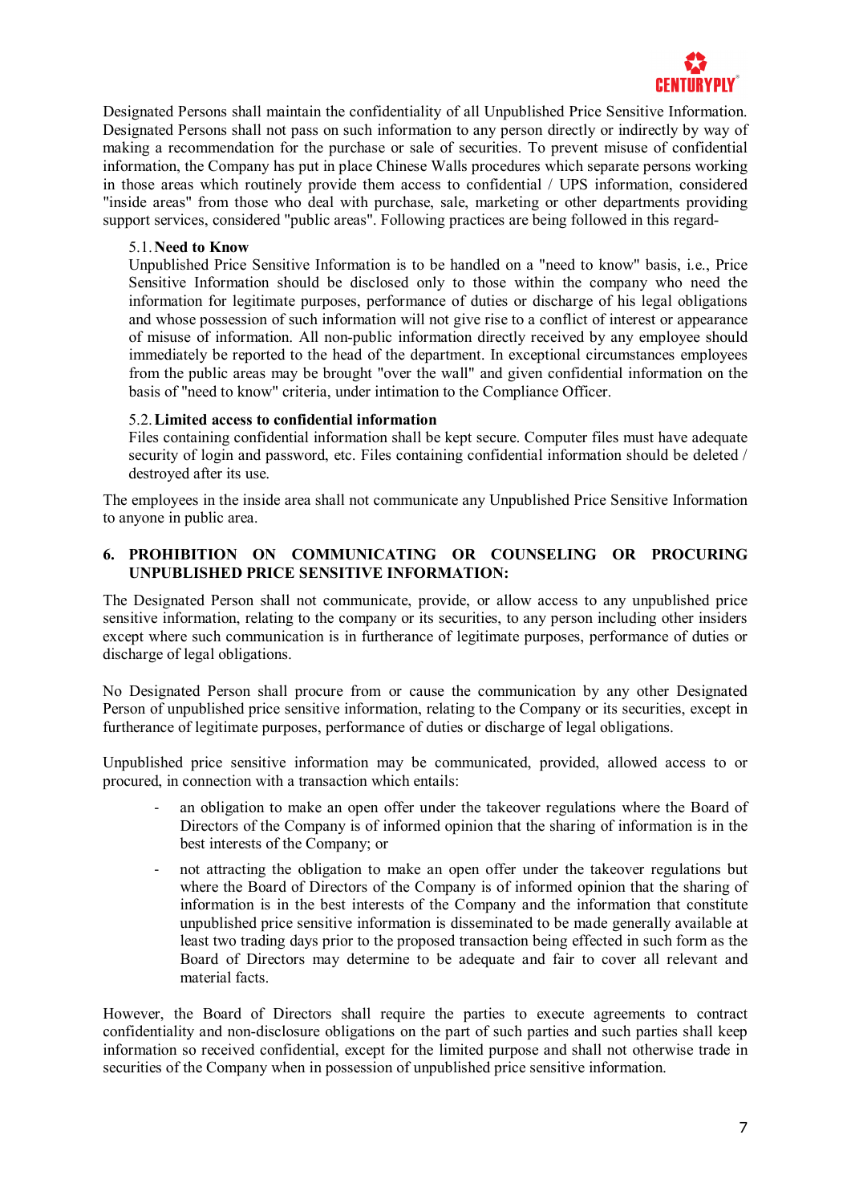Designated Persons shall maintain the confidentiality of all Unpublished Price Sensitive Information. Designated Persons shall not pass on such information to any person directly or indirectly by way of making a recommendation for the purchase or sale of securities. To prevent misuse of confidential information, the Company has put in place Chinese Walls procedures which separate persons working in those areas which routinely provide them access to confidential / UPS information, considered "inside areas" from those who deal with purchase, sale, marketing or other departments providing support services, considered "public areas". Following practices are being followed in this regard-

5.1. **Need to Know**

Unpublished Price Sensitive Information is to be handled on a "need to know" basis, i.e., Price Sensitive Information should be disclosed only to those within the company who need the information for legitimate purposes, performance of duties or discharge of his legal obligations and whose possession of such information will not give rise to a conflict of interest or appearance of misuse of information. All non-public information directly received by any employee should immediately be reported to the head of the department. In exceptional circumstances employees from the public areas may be brought "over the wall" and given confidential information on the basis of "need to know" criteria, under intimation to the Compliance Officer.

5.2. **Limited access to confidential information**

Files containing confidential information shall be kept secure. Computer files must have adequate security of login and password, etc. Files containing confidential information should be deleted / destroyed after its use.

The employees in the inside area shall not communicate any Unpublished Price Sensitive Information to anyone in public area.

## 6. PROHIBITION ON COMMUNICATING OR COUNSELING OR PROCURING UNPUBLISHED PRICE SENSITIVE INFORMATION:

The Designated Person shall not communicate, provide, or allow access to any unpublished price sensitive information, relating to the company or its securities, to any person including other insiders except where such communication is in furtherance of legitimate purposes, performance of duties or discharge of legal obligations.

No Designated Person shall procure from or cause the communication by any other Designated Person of unpublished price sensitive information, relating to the Company or its securities, except in furtherance of legitimate purposes, performance of duties or discharge of legal obligations.

Unpublished price sensitive information may be communicated, provided, allowed access to or procured, in connection with a transaction which entails:

- an obligation to make an open offer under the takeover regulations where the Board of Directors of the Company is of informed opinion that the sharing of information is in the best interests of the Company; or
- not attracting the obligation to make an open offer under the takeover regulations but where the Board of Directors of the Company is of informed opinion that the sharing of information is in the best interests of the Company and the information that constitute unpublished price sensitive information is disseminated to be made generally available at least two trading days prior to the proposed transaction being effected in such form as the Board of Directors may determine to be adequate and fair to cover all relevant and material facts.

However, the Board of Directors shall require the parties to execute agreements to contract confidentiality and non-disclosure obligations on the part of such parties and such parties shall keep information so received confidential, except for the limited purpose and shall not otherwise trade in securities of the Company when in possession of unpublished price sensitive information.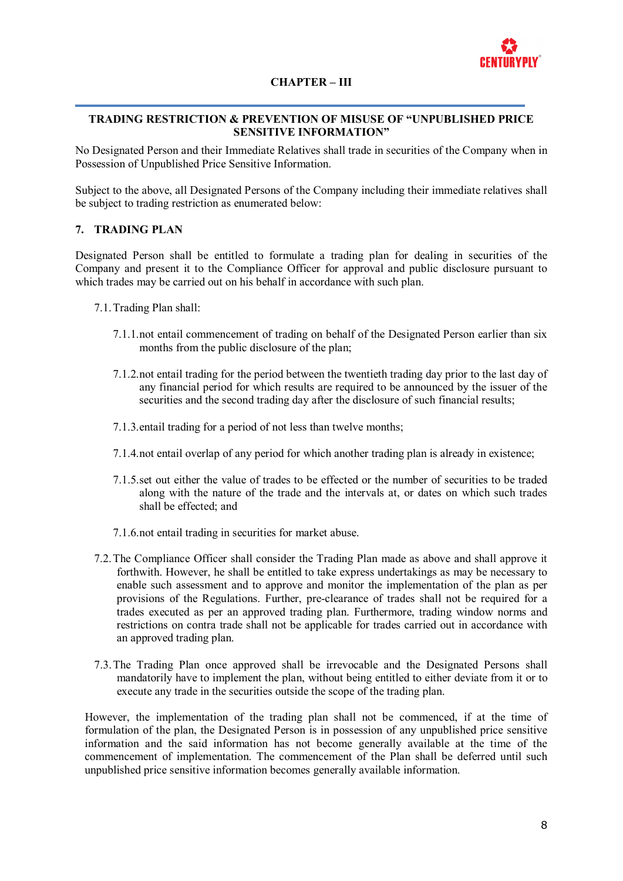# CHAPTER – III

## TRADING RESTRICTION & PREVENTION OF MISUSE OF "UNPUBLISHED PRICE SENSITIVE INFORMATION"

No Designated Person and their Immediate Relatives shall trade in securities of the Company when in Possession of Unpublished Price Sensitive Information.

Subject to the above, all Designated Persons of the Company including their immediate relatives shall be subject to trading restriction as enumerated below:

### 7. TRADING PLAN

Designated Person shall be entitled to formulate a trading plan for dealing in securities of the Company and present it to the Compliance Officer for approval and public disclosure pursuant to which trades may be carried out on his behalf in accordance with such plan.

7.1. Trading Plan shall:

7.1.1. not entail commencement of trading on behalf of the Designated Person earlier than six months from the public disclosure of the plan;

7.1.2. not entail trading for the period between the twentieth trading day prior to the last day of any financial period for which results are required to be announced by the issuer of the securities and the second trading day after the disclosure of such financial results;

7.1.3. entail trading for a period of not less than twelve months;

7.1.4. not entail overlap of any period for which another trading plan is already in existence;

7.1.5. set out either the value of trades to be effected or the number of securities to be traded along with the nature of the trade and the intervals at, or dates on which such trades shall be effected; and

7.1.6. not entail trading in securities for market abuse.

7.2. The Compliance Officer shall consider the Trading Plan made as above and shall approve it forthwith. However, he shall be entitled to take express undertakings as may be necessary to enable such assessment and to approve and monitor the implementation of the plan as per provisions of the Regulations. Further, pre-clearance of trades shall not be required for a trades executed as per an approved trading plan. Furthermore, trading window norms and restrictions on contra trade shall not be applicable for trades carried out in accordance with an approved trading plan.

7.3. The Trading Plan once approved shall be irrevocable and the Designated Persons shall mandatorily have to implement the plan, without being entitled to either deviate from it or to execute any trade in the securities outside the scope of the trading plan.

However, the implementation of the trading plan shall not be commenced, if at the time of formulation of the plan, the Designated Person is in possession of any unpublished price sensitive information and the said information has not become generally available at the time of the commencement of implementation. The commencement of the Plan shall be deferred until such unpublished price sensitive information becomes generally available information.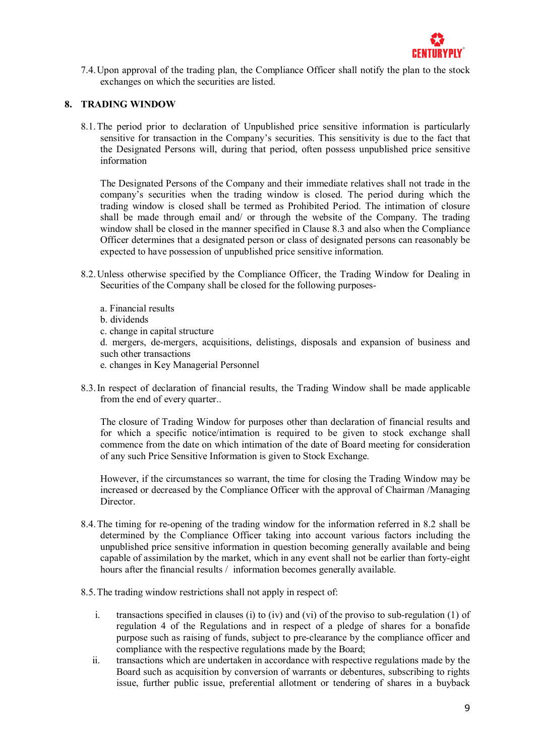7.4. Upon approval of the trading plan, the Compliance Officer shall notify the plan to the stock exchanges on which the securities are listed.

## 8. TRADING WINDOW

8.1. The period prior to declaration of Unpublished price sensitive information is particularly sensitive for transaction in the Company's securities. This sensitivity is due to the fact that the Designated Persons will, during that period, often possess unpublished price sensitive information

The Designated Persons of the Company and their immediate relatives shall not trade in the company's securities when the trading window is closed. The period during which the trading window is closed shall be termed as Prohibited Period. The intimation of closure shall be made through email and/ or through the website of the Company. The trading window shall be closed in the manner specified in Clause 8.3 and also when the Compliance Officer determines that a designated person or class of designated persons can reasonably be expected to have possession of unpublished price sensitive information.

8.2. Unless otherwise specified by the Compliance Officer, the Trading Window for Dealing in Securities of the Company shall be closed for the following purposes-

a. Financial results
b. dividends
c. change in capital structure
d. mergers, de-mergers, acquisitions, delistings, disposals and expansion of business and such other transactions
e. changes in Key Managerial Personnel

8.3. In respect of declaration of financial results, the Trading Window shall be made applicable from the end of every quarter..

The closure of Trading Window for purposes other than declaration of financial results and for which a specific notice/intimation is required to be given to stock exchange shall commence from the date on which intimation of the date of Board meeting for consideration of any such Price Sensitive Information is given to Stock Exchange.

However, if the circumstances so warrant, the time for closing the Trading Window may be increased or decreased by the Compliance Officer with the approval of Chairman /Managing Director.

8.4. The timing for re-opening of the trading window for the information referred in 8.2 shall be determined by the Compliance Officer taking into account various factors including the unpublished price sensitive information in question becoming generally available and being capable of assimilation by the market, which in any event shall not be earlier than forty-eight hours after the financial results / information becomes generally available.

8.5. The trading window restrictions shall not apply in respect of:

i. transactions specified in clauses (i) to (iv) and (vi) of the proviso to sub-regulation (1) of regulation 4 of the Regulations and in respect of a pledge of shares for a bonafide purpose such as raising of funds, subject to pre-clearance by the compliance officer and compliance with the respective regulations made by the Board;
ii. transactions which are undertaken in accordance with respective regulations made by the Board such as acquisition by conversion of warrants or debentures, subscribing to rights issue, further public issue, preferential allotment or tendering of shares in a buyback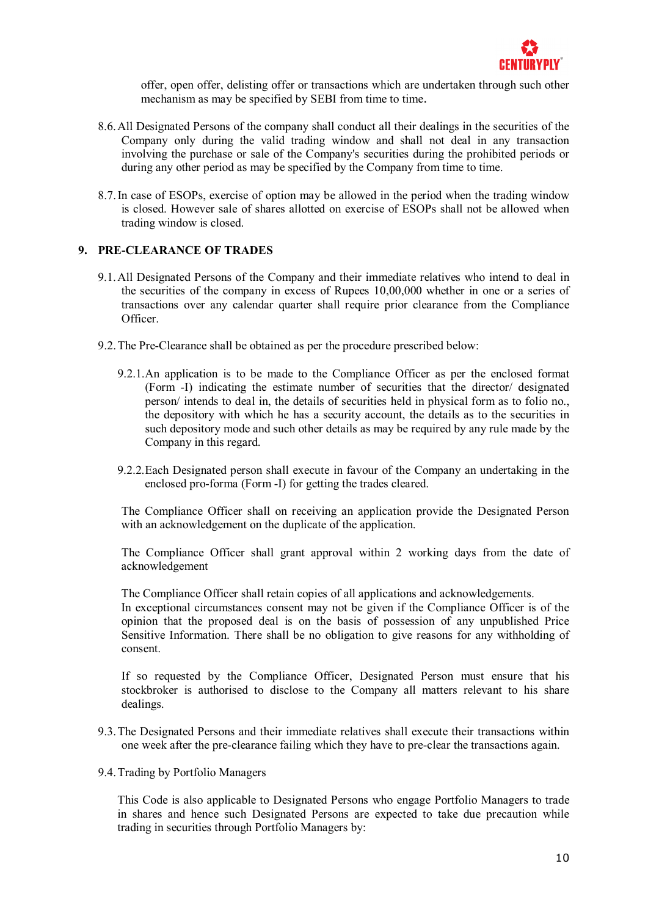offer, open offer, delisting offer or transactions which are undertaken through such other mechanism as may be specified by SEBI from time to time.

8.6. All Designated Persons of the company shall conduct all their dealings in the securities of the Company only during the valid trading window and shall not deal in any transaction involving the purchase or sale of the Company's securities during the prohibited periods or during any other period as may be specified by the Company from time to time.

8.7. In case of ESOPs, exercise of option may be allowed in the period when the trading window is closed. However sale of shares allotted on exercise of ESOPs shall not be allowed when trading window is closed.

## 9. PRE-CLEARANCE OF TRADES

9.1. All Designated Persons of the Company and their immediate relatives who intend to deal in the securities of the company in excess of Rupees 10,00,000 whether in one or a series of transactions over any calendar quarter shall require prior clearance from the Compliance Officer.

9.2. The Pre-Clearance shall be obtained as per the procedure prescribed below:

9.2.1. An application is to be made to the Compliance Officer as per the enclosed format (Form -I) indicating the estimate number of securities that the director/ designated person/ intends to deal in, the details of securities held in physical form as to folio no., the depository with which he has a security account, the details as to the securities in such depository mode and such other details as may be required by any rule made by the Company in this regard.

9.2.2. Each Designated person shall execute in favour of the Company an undertaking in the enclosed pro-forma (Form -I) for getting the trades cleared.

The Compliance Officer shall on receiving an application provide the Designated Person with an acknowledgement on the duplicate of the application.

The Compliance Officer shall grant approval within 2 working days from the date of acknowledgement

The Compliance Officer shall retain copies of all applications and acknowledgements.
In exceptional circumstances consent may not be given if the Compliance Officer is of the opinion that the proposed deal is on the basis of possession of any unpublished Price Sensitive Information. There shall be no obligation to give reasons for any withholding of consent.

If so requested by the Compliance Officer, Designated Person must ensure that his stockbroker is authorised to disclose to the Company all matters relevant to his share dealings.

9.3. The Designated Persons and their immediate relatives shall execute their transactions within one week after the pre-clearance failing which they have to pre-clear the transactions again.

9.4. Trading by Portfolio Managers

This Code is also applicable to Designated Persons who engage Portfolio Managers to trade in shares and hence such Designated Persons are expected to take due precaution while trading in securities through Portfolio Managers by: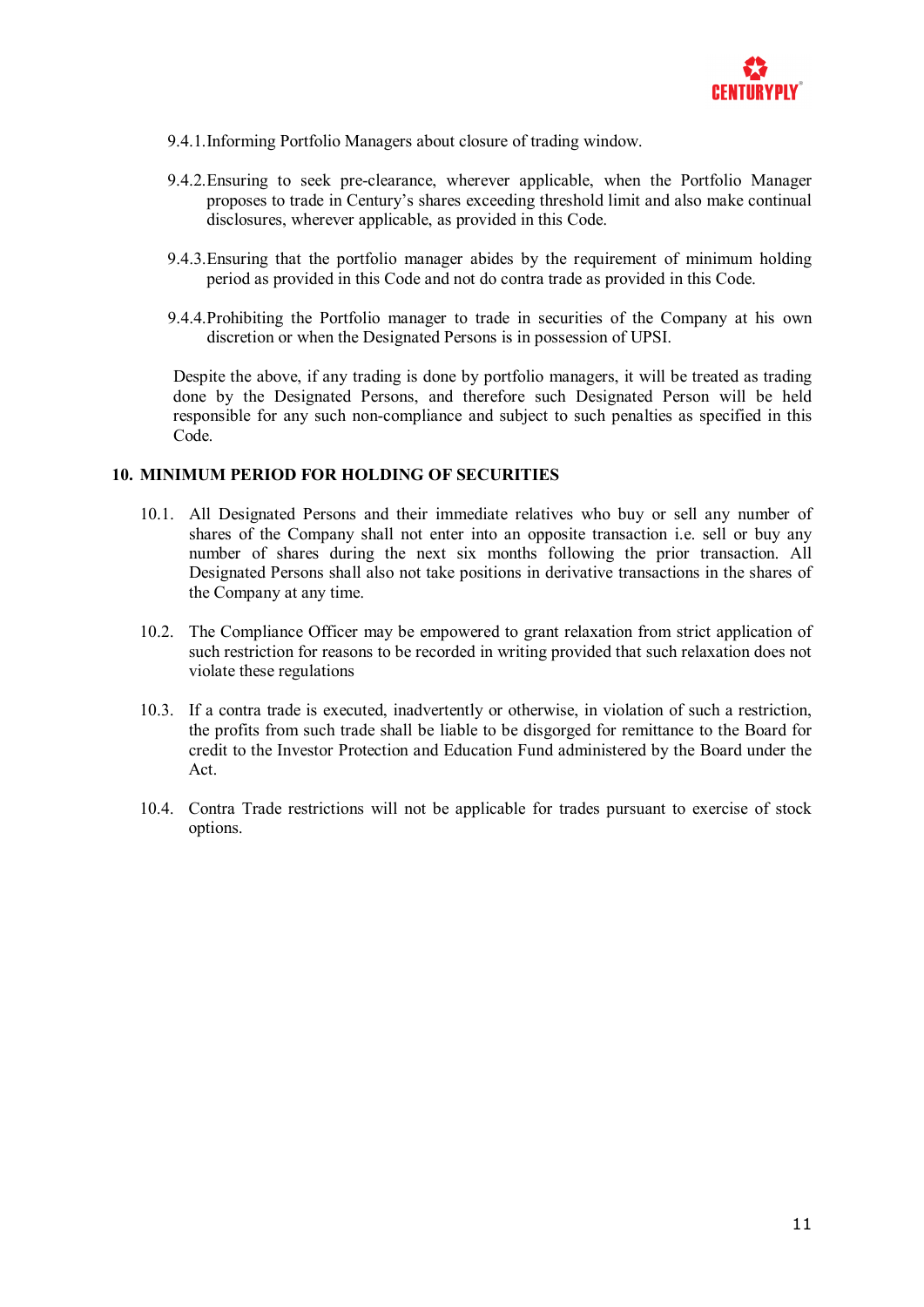9.4.1. Informing Portfolio Managers about closure of trading window.

9.4.2. Ensuring to seek pre-clearance, wherever applicable, when the Portfolio Manager proposes to trade in Century's shares exceeding threshold limit and also make continual disclosures, wherever applicable, as provided in this Code.

9.4.3. Ensuring that the portfolio manager abides by the requirement of minimum holding period as provided in this Code and not do contra trade as provided in this Code.

9.4.4. Prohibiting the Portfolio manager to trade in securities of the Company at his own discretion or when the Designated Persons is in possession of UPSI.

Despite the above, if any trading is done by portfolio managers, it will be treated as trading done by the Designated Persons, and therefore such Designated Person will be held responsible for any such non-compliance and subject to such penalties as specified in this Code.

## 10. MINIMUM PERIOD FOR HOLDING OF SECURITIES

10.1. All Designated Persons and their immediate relatives who buy or sell any number of shares of the Company shall not enter into an opposite transaction i.e. sell or buy any number of shares during the next six months following the prior transaction. All Designated Persons shall also not take positions in derivative transactions in the shares of the Company at any time.

10.2. The Compliance Officer may be empowered to grant relaxation from strict application of such restriction for reasons to be recorded in writing provided that such relaxation does not violate these regulations

10.3. If a contra trade is executed, inadvertently or otherwise, in violation of such a restriction, the profits from such trade shall be liable to be disgorged for remittance to the Board for credit to the Investor Protection and Education Fund administered by the Board under the Act.

10.4. Contra Trade restrictions will not be applicable for trades pursuant to exercise of stock options.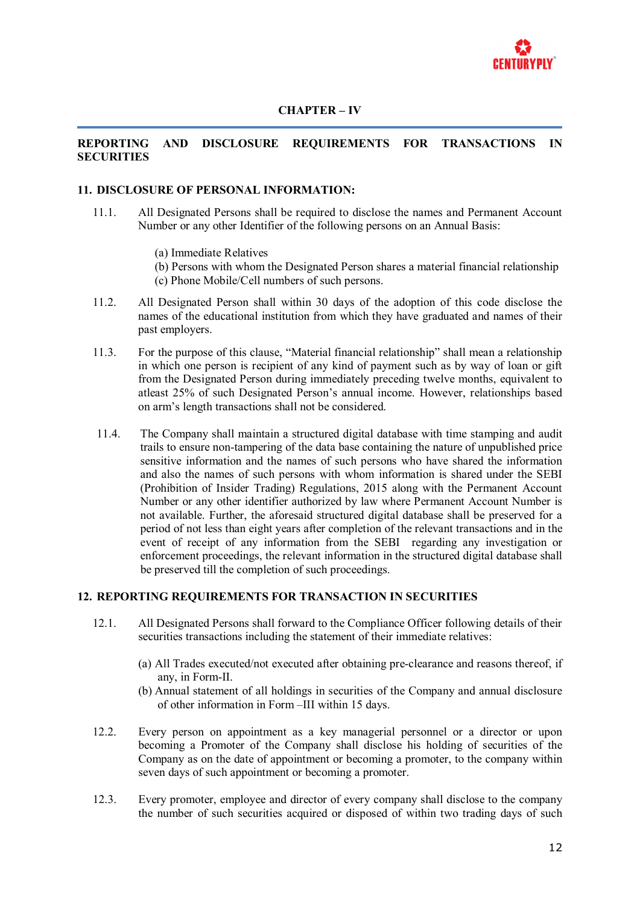## CHAPTER – IV

### REPORTING AND DISCLOSURE REQUIREMENTS FOR TRANSACTIONS IN SECURITIES

**11. DISCLOSURE OF PERSONAL INFORMATION:**

11.1. All Designated Persons shall be required to disclose the names and Permanent Account Number or any other Identifier of the following persons on an Annual Basis:

(a) Immediate Relatives
(b) Persons with whom the Designated Person shares a material financial relationship
(c) Phone Mobile/Cell numbers of such persons.

11.2. All Designated Person shall within 30 days of the adoption of this code disclose the names of the educational institution from which they have graduated and names of their past employers.

11.3. For the purpose of this clause, "Material financial relationship" shall mean a relationship in which one person is recipient of any kind of payment such as by way of loan or gift from the Designated Person during immediately preceding twelve months, equivalent to atleast 25% of such Designated Person's annual income. However, relationships based on arm's length transactions shall not be considered.

11.4. The Company shall maintain a structured digital database with time stamping and audit trails to ensure non-tampering of the data base containing the nature of unpublished price sensitive information and the names of such persons who have shared the information and also the names of such persons with whom information is shared under the SEBI (Prohibition of Insider Trading) Regulations, 2015 along with the Permanent Account Number or any other identifier authorized by law where Permanent Account Number is not available. Further, the aforesaid structured digital database shall be preserved for a period of not less than eight years after completion of the relevant transactions and in the event of receipt of any information from the SEBI regarding any investigation or enforcement proceedings, the relevant information in the structured digital database shall be preserved till the completion of such proceedings.

**12. REPORTING REQUIREMENTS FOR TRANSACTION IN SECURITIES**

12.1. All Designated Persons shall forward to the Compliance Officer following details of their securities transactions including the statement of their immediate relatives:

(a) All Trades executed/not executed after obtaining pre-clearance and reasons thereof, if any, in Form-II.
(b) Annual statement of all holdings in securities of the Company and annual disclosure of other information in Form –III within 15 days.

12.2. Every person on appointment as a key managerial personnel or a director or upon becoming a Promoter of the Company shall disclose his holding of securities of the Company as on the date of appointment or becoming a promoter, to the company within seven days of such appointment or becoming a promoter.

12.3. Every promoter, employee and director of every company shall disclose to the company the number of such securities acquired or disposed of within two trading days of such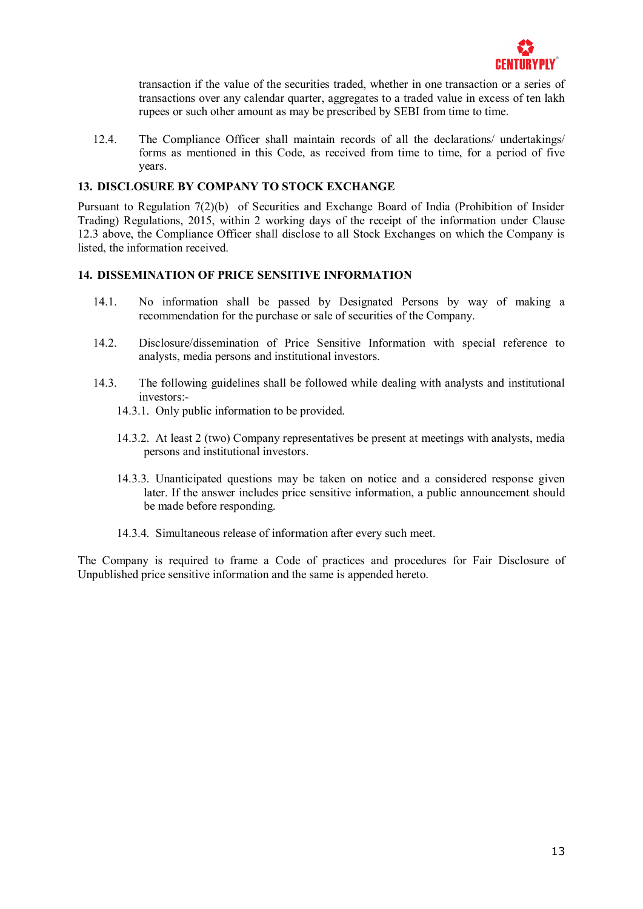transaction if the value of the securities traded, whether in one transaction or a series of transactions over any calendar quarter, aggregates to a traded value in excess of ten lakh rupees or such other amount as may be prescribed by SEBI from time to time.

12.4. The Compliance Officer shall maintain records of all the declarations/ undertakings/ forms as mentioned in this Code, as received from time to time, for a period of five years.

## 13. DISCLOSURE BY COMPANY TO STOCK EXCHANGE

Pursuant to Regulation 7(2)(b) of Securities and Exchange Board of India (Prohibition of Insider Trading) Regulations, 2015, within 2 working days of the receipt of the information under Clause 12.3 above, the Compliance Officer shall disclose to all Stock Exchanges on which the Company is listed, the information received.

## 14. DISSEMINATION OF PRICE SENSITIVE INFORMATION

14.1. No information shall be passed by Designated Persons by way of making a recommendation for the purchase or sale of securities of the Company.

14.2. Disclosure/dissemination of Price Sensitive Information with special reference to analysts, media persons and institutional investors.

14.3. The following guidelines shall be followed while dealing with analysts and institutional investors:-

14.3.1. Only public information to be provided.

14.3.2. At least 2 (two) Company representatives be present at meetings with analysts, media persons and institutional investors.

14.3.3. Unanticipated questions may be taken on notice and a considered response given later. If the answer includes price sensitive information, a public announcement should be made before responding.

14.3.4. Simultaneous release of information after every such meet.

The Company is required to frame a Code of practices and procedures for Fair Disclosure of Unpublished price sensitive information and the same is appended hereto.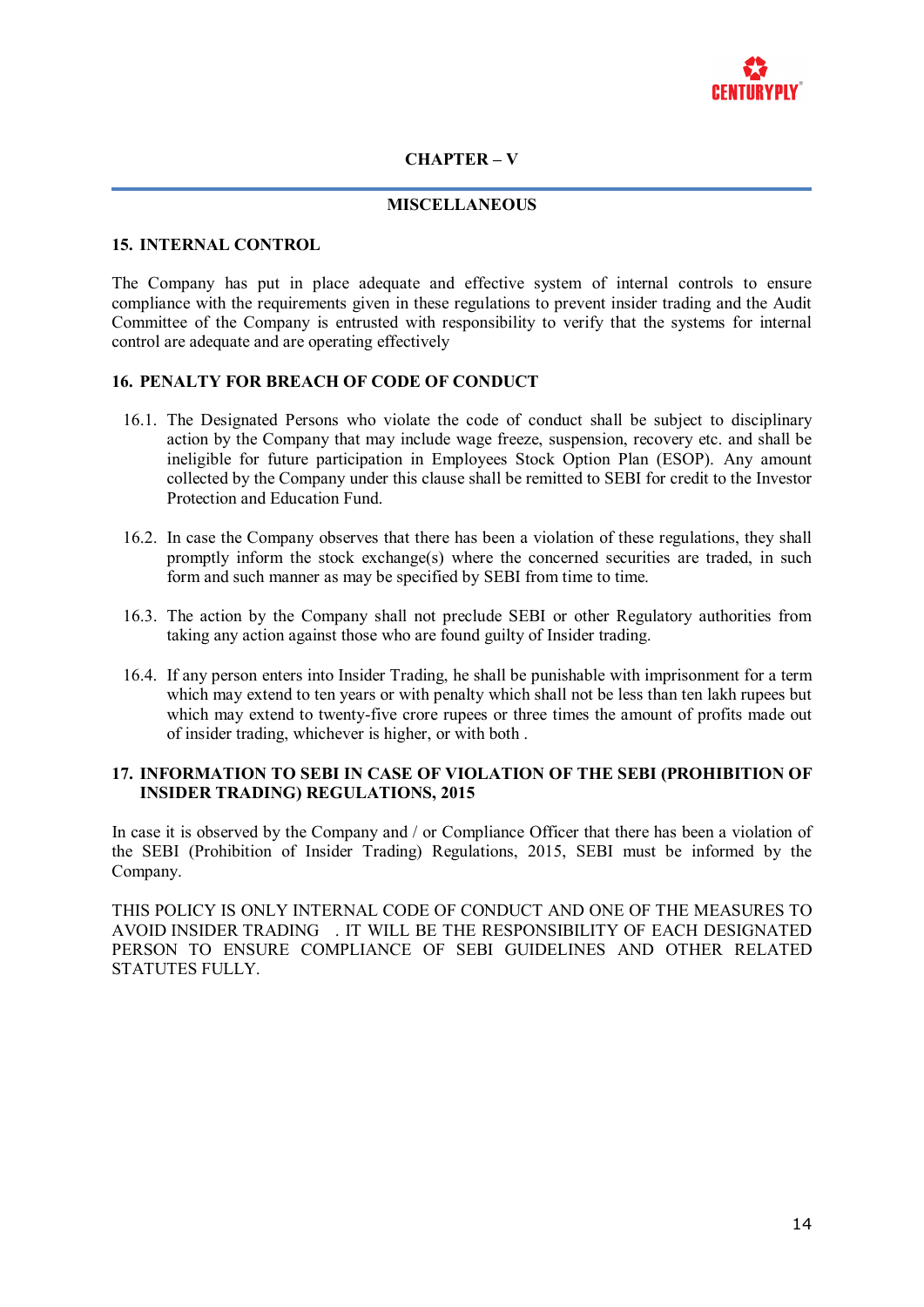## CHAPTER – V

## MISCELLANEOUS

### 15. INTERNAL CONTROL

The Company has put in place adequate and effective system of internal controls to ensure compliance with the requirements given in these regulations to prevent insider trading and the Audit Committee of the Company is entrusted with responsibility to verify that the systems for internal control are adequate and are operating effectively

### 16. PENALTY FOR BREACH OF CODE OF CONDUCT

16.1. The Designated Persons who violate the code of conduct shall be subject to disciplinary action by the Company that may include wage freeze, suspension, recovery etc. and shall be ineligible for future participation in Employees Stock Option Plan (ESOP). Any amount collected by the Company under this clause shall be remitted to SEBI for credit to the Investor Protection and Education Fund.

16.2. In case the Company observes that there has been a violation of these regulations, they shall promptly inform the stock exchange(s) where the concerned securities are traded, in such form and such manner as may be specified by SEBI from time to time.

16.3. The action by the Company shall not preclude SEBI or other Regulatory authorities from taking any action against those who are found guilty of Insider trading.

16.4. If any person enters into Insider Trading, he shall be punishable with imprisonment for a term which may extend to ten years or with penalty which shall not be less than ten lakh rupees but which may extend to twenty-five crore rupees or three times the amount of profits made out of insider trading, whichever is higher, or with both .

### 17. INFORMATION TO SEBI IN CASE OF VIOLATION OF THE SEBI (PROHIBITION OF INSIDER TRADING) REGULATIONS, 2015

In case it is observed by the Company and / or Compliance Officer that there has been a violation of the SEBI (Prohibition of Insider Trading) Regulations, 2015, SEBI must be informed by the Company.

THIS POLICY IS ONLY INTERNAL CODE OF CONDUCT AND ONE OF THE MEASURES TO AVOID INSIDER TRADING . IT WILL BE THE RESPONSIBILITY OF EACH DESIGNATED PERSON TO ENSURE COMPLIANCE OF SEBI GUIDELINES AND OTHER RELATED STATUTES FULLY.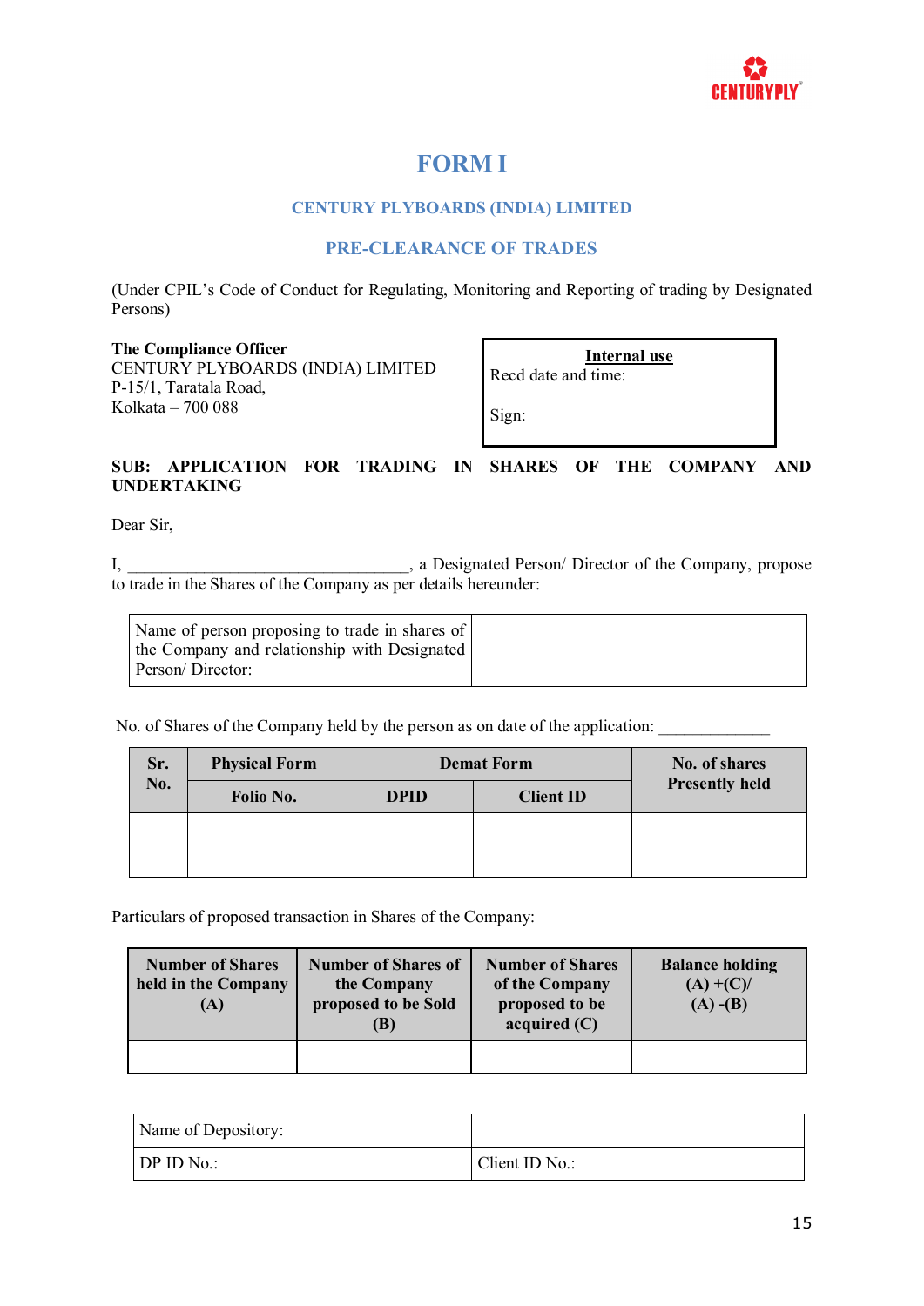# FORM I

## CENTURY PLYBOARDS (INDIA) LIMITED

## PRE-CLEARANCE OF TRADES

(Under CPIL's Code of Conduct for Regulating, Monitoring and Reporting of trading by Designated Persons)

**The Compliance Officer**
CENTURY PLYBOARDS (INDIA) LIMITED
P-15/1, Taratala Road,
Kolkata – 700 088

| **Internal use** |
|---|
| Recd date and time: |
| Sign: |

**SUB: APPLICATION FOR TRADING IN SHARES OF THE COMPANY AND UNDERTAKING**

Dear Sir,

I, ________________________________, a Designated Person/ Director of the Company, propose to trade in the Shares of the Company as per details hereunder:

| Name of person proposing to trade in shares of the Company and relationship with Designated Person/ Director: | |
|---|---|

No. of Shares of the Company held by the person as on date of the application: _____________

| Sr. No. | Physical Form | Demat Form | | No. of shares Presently held |
|---|---|---|---|---|
| | Folio No. | DPID | Client ID | |
| | | | | |
| | | | | |

Particulars of proposed transaction in Shares of the Company:

| Number of Shares held in the Company (A) | Number of Shares of the Company proposed to be Sold (B) | Number of Shares of the Company proposed to be acquired (C) | Balance holding (A) +(C)/ (A) -(B) |
|---|---|---|---|
| | | | |

| Name of Depository: | |
|---|---|
| DP ID No.: | Client ID No.: |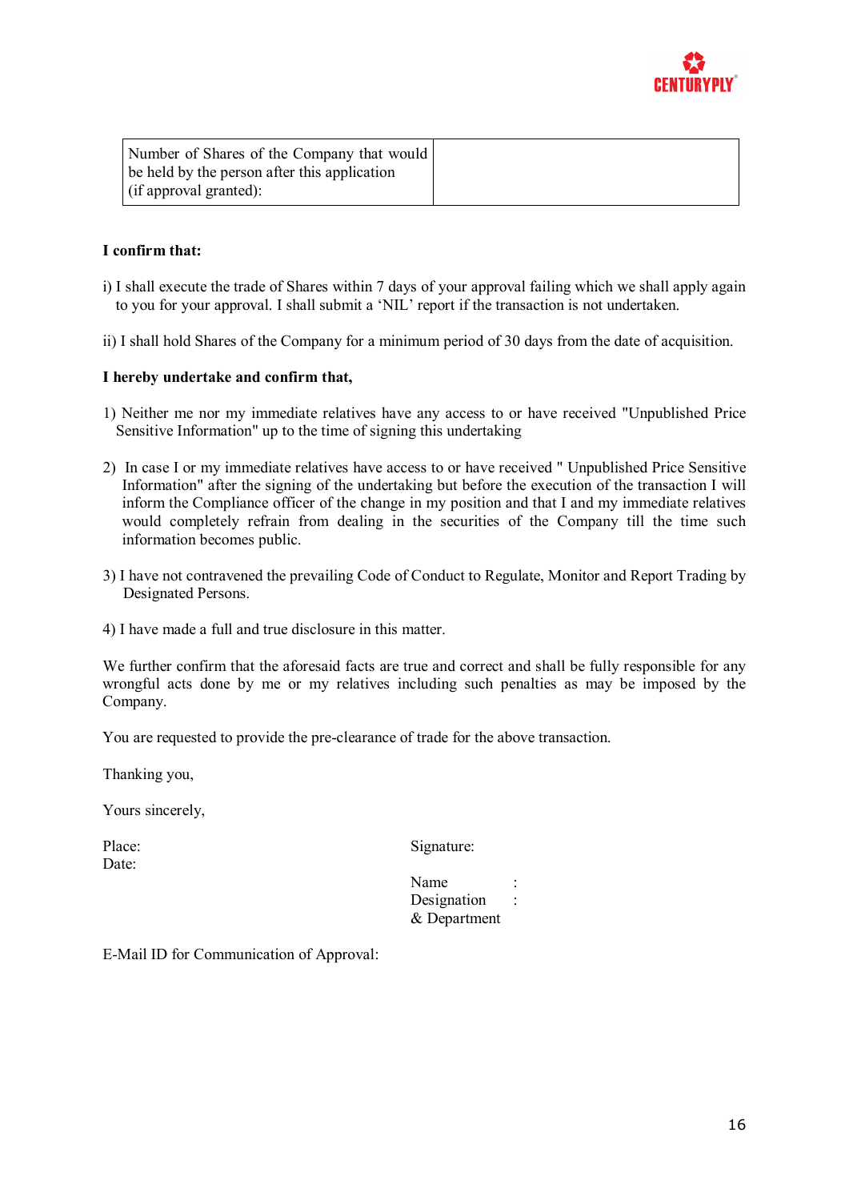| Number of Shares of the Company that would be held by the person after this application (if approval granted): | |
|---|---|

**I confirm that:**

i) I shall execute the trade of Shares within 7 days of your approval failing which we shall apply again to you for your approval. I shall submit a 'NIL' report if the transaction is not undertaken.

ii) I shall hold Shares of the Company for a minimum period of 30 days from the date of acquisition.

**I hereby undertake and confirm that,**

1) Neither me nor my immediate relatives have any access to or have received "Unpublished Price Sensitive Information" up to the time of signing this undertaking

2) In case I or my immediate relatives have access to or have received " Unpublished Price Sensitive Information" after the signing of the undertaking but before the execution of the transaction I will inform the Compliance officer of the change in my position and that I and my immediate relatives would completely refrain from dealing in the securities of the Company till the time such information becomes public.

3) I have not contravened the prevailing Code of Conduct to Regulate, Monitor and Report Trading by Designated Persons.

4) I have made a full and true disclosure in this matter.

We further confirm that the aforesaid facts are true and correct and shall be fully responsible for any wrongful acts done by me or my relatives including such penalties as may be imposed by the Company.

You are requested to provide the pre-clearance of trade for the above transaction.

Thanking you,

Yours sincerely,

Place:
Date:

Signature:

Name :
Designation & Department :

E-Mail ID for Communication of Approval: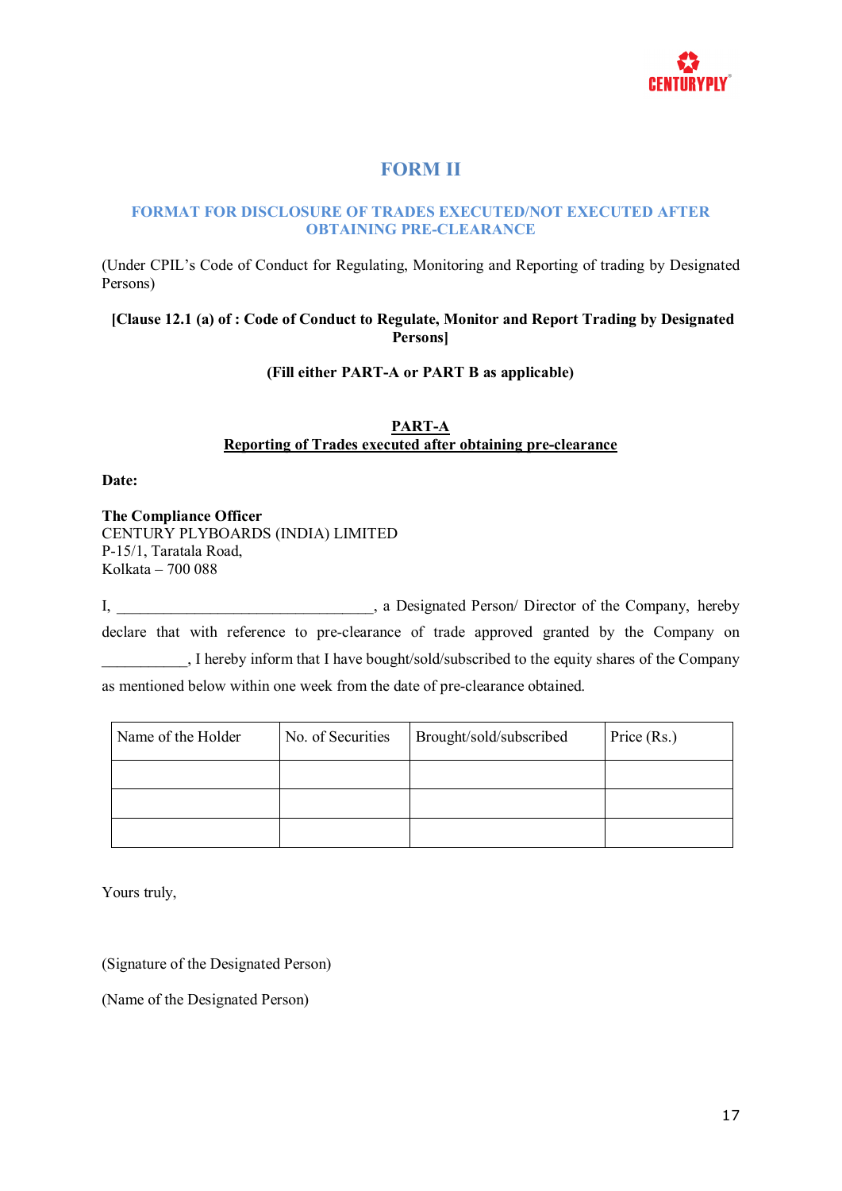# FORM II

## FORMAT FOR DISCLOSURE OF TRADES EXECUTED/NOT EXECUTED AFTER OBTAINING PRE-CLEARANCE

(Under CPIL's Code of Conduct for Regulating, Monitoring and Reporting of trading by Designated Persons)

**[Clause 12.1 (a) of : Code of Conduct to Regulate, Monitor and Report Trading by Designated Persons]**

**(Fill either PART-A or PART B as applicable)**

**PART-A**
**Reporting of Trades executed after obtaining pre-clearance**

**Date:**

**The Compliance Officer**
CENTURY PLYBOARDS (INDIA) LIMITED
P-15/1, Taratala Road,
Kolkata – 700 088

I, ________________________________, a Designated Person/ Director of the Company, hereby declare that with reference to pre-clearance of trade approved granted by the Company on ___________, I hereby inform that I have bought/sold/subscribed to the equity shares of the Company as mentioned below within one week from the date of pre-clearance obtained.

| Name of the Holder | No. of Securities | Brought/sold/subscribed | Price (Rs.) |
|---|---|---|---|
| | | | |
| | | | |
| | | | |

Yours truly,

(Signature of the Designated Person)

(Name of the Designated Person)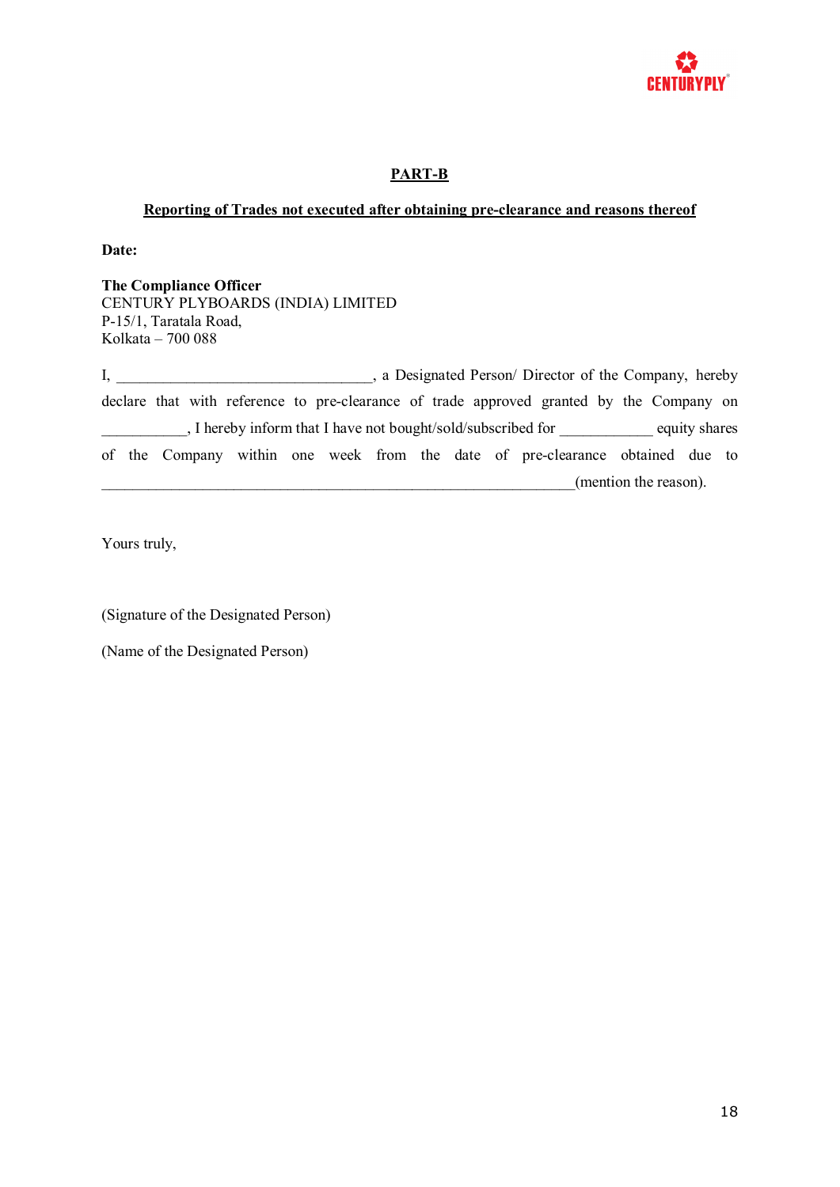## PART-B

**Reporting of Trades not executed after obtaining pre-clearance and reasons thereof**

**Date:**

**The Compliance Officer**
CENTURY PLYBOARDS (INDIA) LIMITED
P-15/1, Taratala Road,
Kolkata – 700 088

I, ________________________________, a Designated Person/ Director of the Company, hereby declare that with reference to pre-clearance of trade approved granted by the Company on ___________, I hereby inform that I have not bought/sold/subscribed for ____________ equity shares of the Company within one week from the date of pre-clearance obtained due to ____________________________________________________________(mention the reason).

Yours truly,

(Signature of the Designated Person)

(Name of the Designated Person)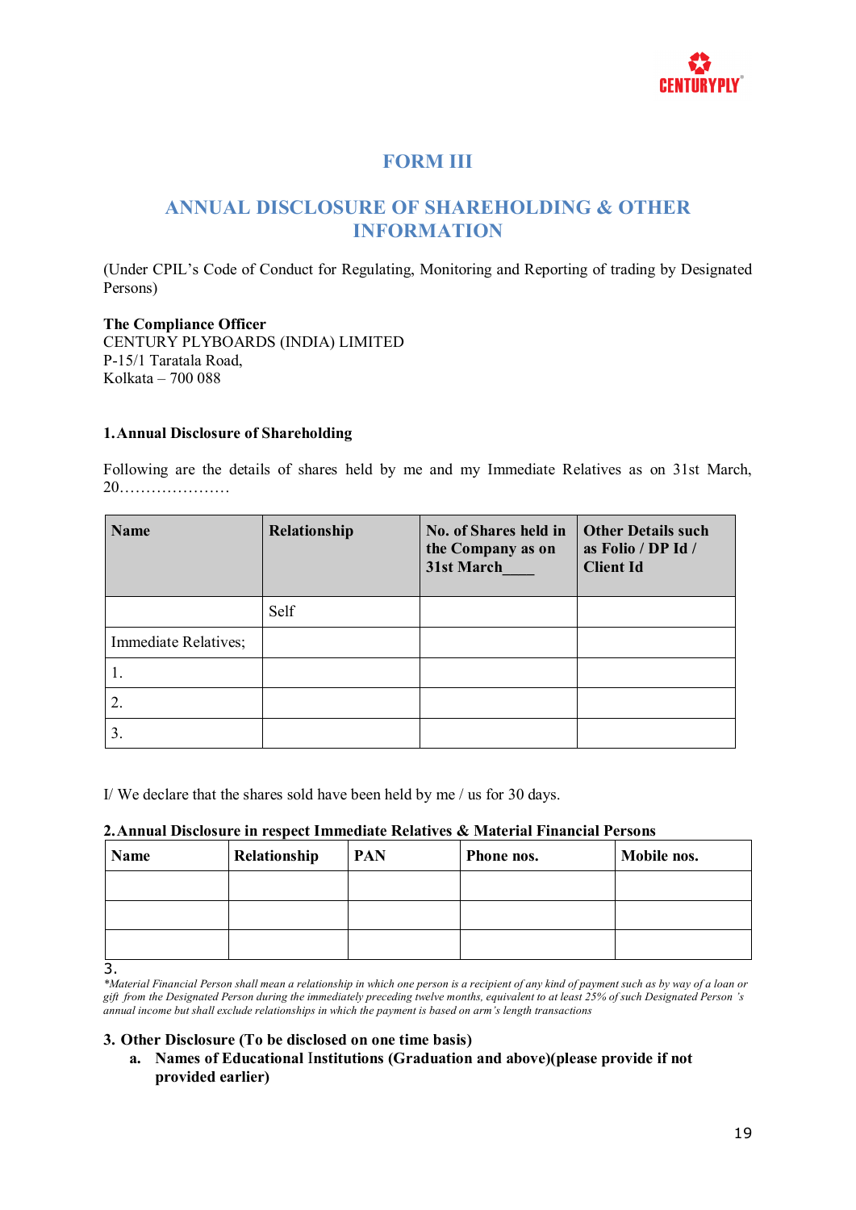# FORM III

## ANNUAL DISCLOSURE OF SHAREHOLDING & OTHER INFORMATION

(Under CPIL's Code of Conduct for Regulating, Monitoring and Reporting of trading by Designated Persons)

**The Compliance Officer**
CENTURY PLYBOARDS (INDIA) LIMITED
P-15/1 Taratala Road,
Kolkata – 700 088

**1. Annual Disclosure of Shareholding**

Following are the details of shares held by me and my Immediate Relatives as on 31st March, 20…………………

| Name | Relationship | No. of Shares held in the Company as on 31st March____ | Other Details such as Folio / DP Id / Client Id |
|---|---|---|---|
| | Self | | |
| Immediate Relatives; | | | |
| 1. | | | |
| 2. | | | |
| 3. | | | |

I/ We declare that the shares sold have been held by me / us for 30 days.

**2. Annual Disclosure in respect Immediate Relatives & Material Financial Persons**

| Name | Relationship | PAN | Phone nos. | Mobile nos. |
|---|---|---|---|---|
| | | | | |
| | | | | |
| | | | | |

3.

*\*Material Financial Person shall mean a relationship in which one person is a recipient of any kind of payment such as by way of a loan or gift from the Designated Person during the immediately preceding twelve months, equivalent to at least 25% of such Designated Person 's annual income but shall exclude relationships in which the payment is based on arm's length transactions*

**3. Other Disclosure (To be disclosed on one time basis)**

a. **Names of Educational Institutions (Graduation and above)(please provide if not provided earlier)**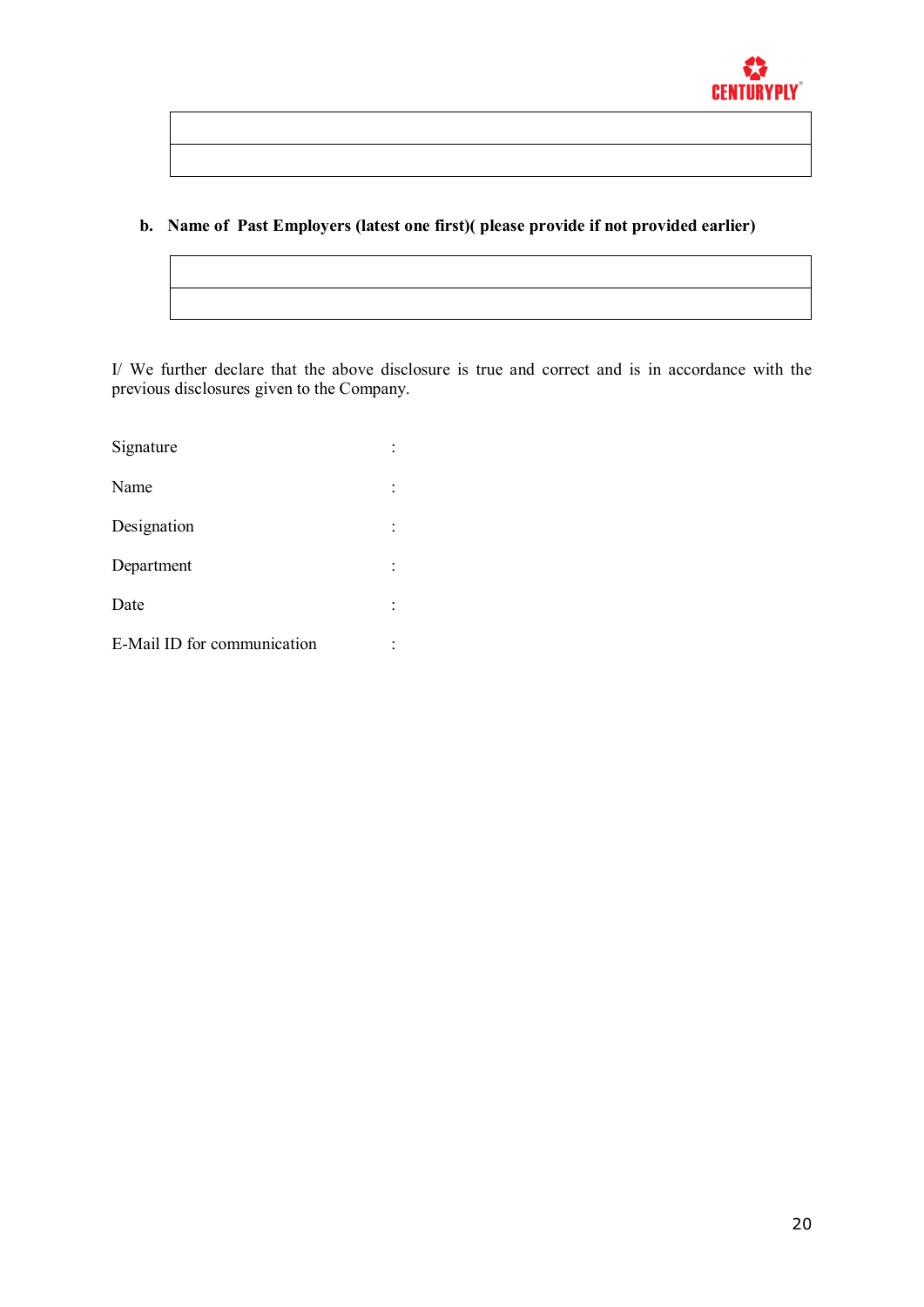| |
|---|
| |
| |

**b. Name of Past Employers (latest one first)( please provide if not provided earlier)**

| |
|---|
| |
| |

I/ We further declare that the above disclosure is true and correct and is in accordance with the previous disclosures given to the Company.

Signature :

Name :

Designation :

Department :

Date :

E-Mail ID for communication :